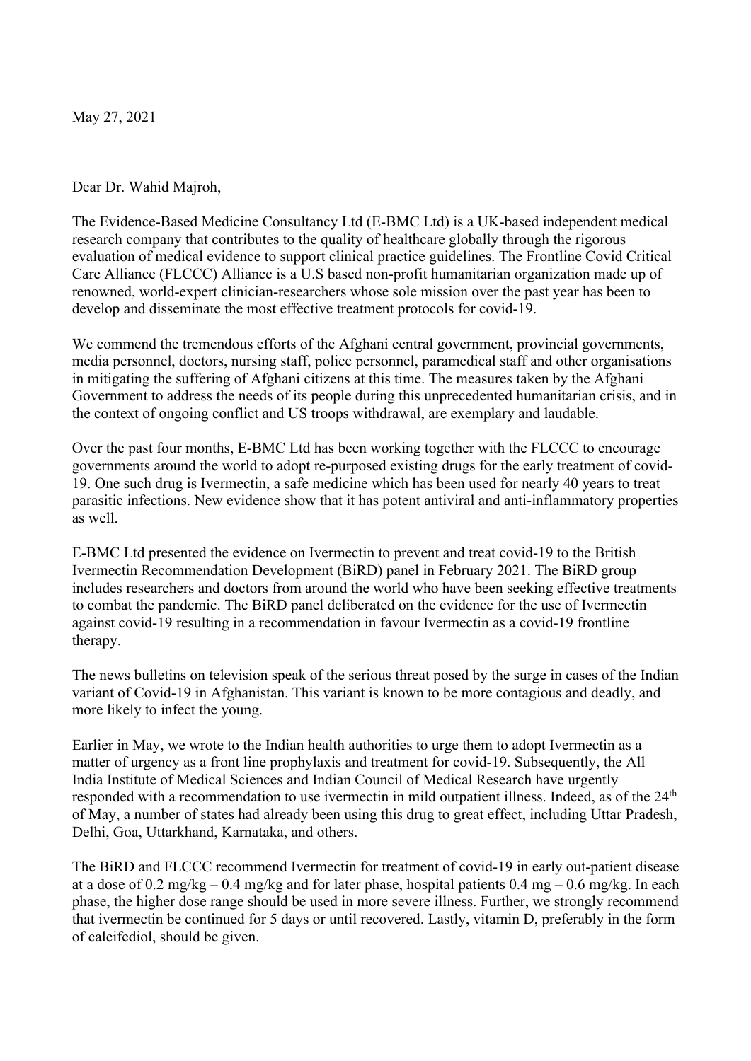May 27, 2021

Dear Dr. Wahid Majroh,

The Evidence-Based Medicine Consultancy Ltd (E-BMC Ltd) is a UK-based independent medical research company that contributes to the quality of healthcare globally through the rigorous evaluation of medical evidence to support clinical practice guidelines. The Frontline Covid Critical Care Alliance (FLCCC) Alliance is a U.S based non-profit humanitarian organization made up of renowned, world-expert clinician-researchers whose sole mission over the past year has been to develop and disseminate the most effective treatment protocols for covid-19.

We commend the tremendous efforts of the Afghani central government, provincial governments, media personnel, doctors, nursing staff, police personnel, paramedical staff and other organisations in mitigating the suffering of Afghani citizens at this time. The measures taken by the Afghani Government to address the needs of its people during this unprecedented humanitarian crisis, and in the context of ongoing conflict and US troops withdrawal, are exemplary and laudable.

Over the past four months, E-BMC Ltd has been working together with the FLCCC to encourage governments around the world to adopt re-purposed existing drugs for the early treatment of covid-19. One such drug is Ivermectin, a safe medicine which has been used for nearly 40 years to treat parasitic infections. New evidence show that it has potent antiviral and anti-inflammatory properties as well.

E-BMC Ltd presented the evidence on Ivermectin to prevent and treat covid-19 to the British Ivermectin Recommendation Development (BiRD) panel in February 2021. The BiRD group includes researchers and doctors from around the world who have been seeking effective treatments to combat the pandemic. The BiRD panel deliberated on the evidence for the use of Ivermectin against covid-19 resulting in a recommendation in favour Ivermectin as a covid-19 frontline therapy.

The news bulletins on television speak of the serious threat posed by the surge in cases of the Indian variant of Covid-19 in Afghanistan. This variant is known to be more contagious and deadly, and more likely to infect the young.

Earlier in May, we wrote to the Indian health authorities to urge them to adopt Ivermectin as a matter of urgency as a front line prophylaxis and treatment for covid-19. Subsequently, the All India Institute of Medical Sciences and Indian Council of Medical Research have urgently responded with a recommendation to use ivermectin in mild outpatient illness. Indeed, as of the 24th of May, a number of states had already been using this drug to great effect, including Uttar Pradesh, Delhi, Goa, Uttarkhand, Karnataka, and others.

The BiRD and FLCCC recommend Ivermectin for treatment of covid-19 in early out-patient disease at a dose of 0.2 mg/kg – 0.4 mg/kg and for later phase, hospital patients 0.4 mg – 0.6 mg/kg. In each phase, the higher dose range should be used in more severe illness. Further, we strongly recommend that ivermectin be continued for 5 days or until recovered. Lastly, vitamin D, preferably in the form of calcifediol, should be given.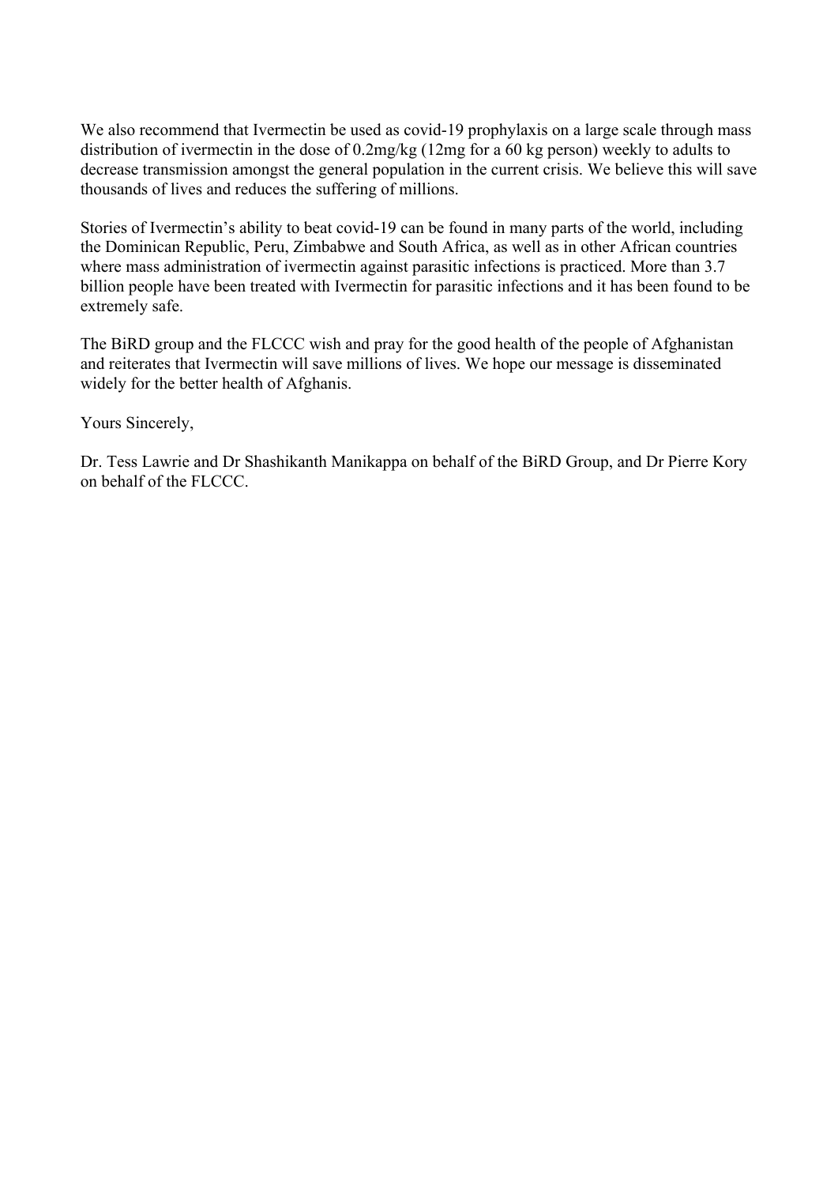We also recommend that Ivermectin be used as covid-19 prophylaxis on a large scale through mass distribution of ivermectin in the dose of 0.2mg/kg (12mg for a 60 kg person) weekly to adults to decrease transmission amongst the general population in the current crisis. We believe this will save thousands of lives and reduces the suffering of millions.

Stories of Ivermectin's ability to beat covid-19 can be found in many parts of the world, including the Dominican Republic, Peru, Zimbabwe and South Africa, as well as in other African countries where mass administration of ivermectin against parasitic infections is practiced. More than 3.7 billion people have been treated with Ivermectin for parasitic infections and it has been found to be extremely safe.

The BiRD group and the FLCCC wish and pray for the good health of the people of Afghanistan and reiterates that Ivermectin will save millions of lives. We hope our message is disseminated widely for the better health of Afghanis.

Yours Sincerely,

Dr. Tess Lawrie and Dr Shashikanth Manikappa on behalf of the BiRD Group, and Dr Pierre Kory on behalf of the FLCCC.